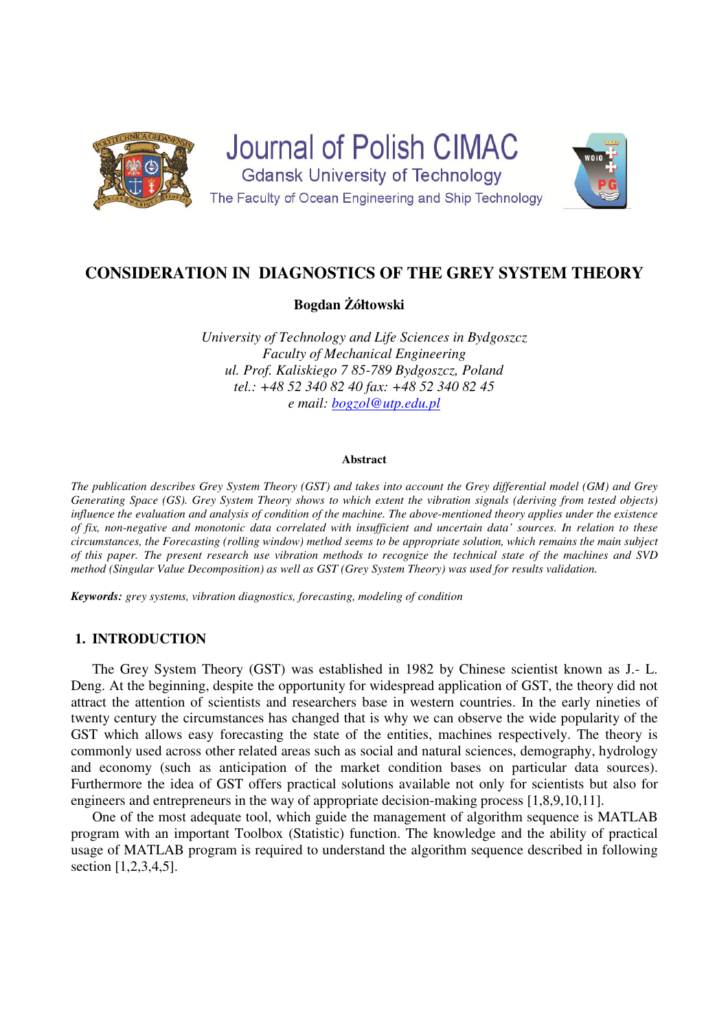# CONSIDERATION IN DIAGNOSTICS OF THE GREY SYSTEM THEORY

**Bogdan Żółtowski**

*University of Technology and Life Sciences in Bydgoszcz*
*Faculty of Mechanical Engineering*
*ul. Prof. Kaliskiego 7 85-789 Bydgoszcz, Poland*
*tel.: +48 52 340 82 40 fax: +48 52 340 82 45*
*e mail: bogzol@utp.edu.pl*

**Abstract**

*The publication describes Grey System Theory (GST) and takes into account the Grey differential model (GM) and Grey Generating Space (GS). Grey System Theory shows to which extent the vibration signals (deriving from tested objects) influence the evaluation and analysis of condition of the machine. The above-mentioned theory applies under the existence of fix, non-negative and monotonic data correlated with insufficient and uncertain data' sources. In relation to these circumstances, the Forecasting (rolling window) method seems to be appropriate solution, which remains the main subject of this paper. The present research use vibration methods to recognize the technical state of the machines and SVD method (Singular Value Decomposition) as well as GST (Grey System Theory) was used for results validation.*

***Keywords:*** *grey systems, vibration diagnostics, forecasting, modeling of condition*

## 1. INTRODUCTION

The Grey System Theory (GST) was established in 1982 by Chinese scientist known as J.- L. Deng. At the beginning, despite the opportunity for widespread application of GST, the theory did not attract the attention of scientists and researchers base in western countries. In the early nineties of twenty century the circumstances has changed that is why we can observe the wide popularity of the GST which allows easy forecasting the state of the entities, machines respectively. The theory is commonly used across other related areas such as social and natural sciences, demography, hydrology and economy (such as anticipation of the market condition bases on particular data sources). Furthermore the idea of GST offers practical solutions available not only for scientists but also for engineers and entrepreneurs in the way of appropriate decision-making process [1,8,9,10,11].

One of the most adequate tool, which guide the management of algorithm sequence is MATLAB program with an important Toolbox (Statistic) function. The knowledge and the ability of practical usage of MATLAB program is required to understand the algorithm sequence described in following section [1,2,3,4,5].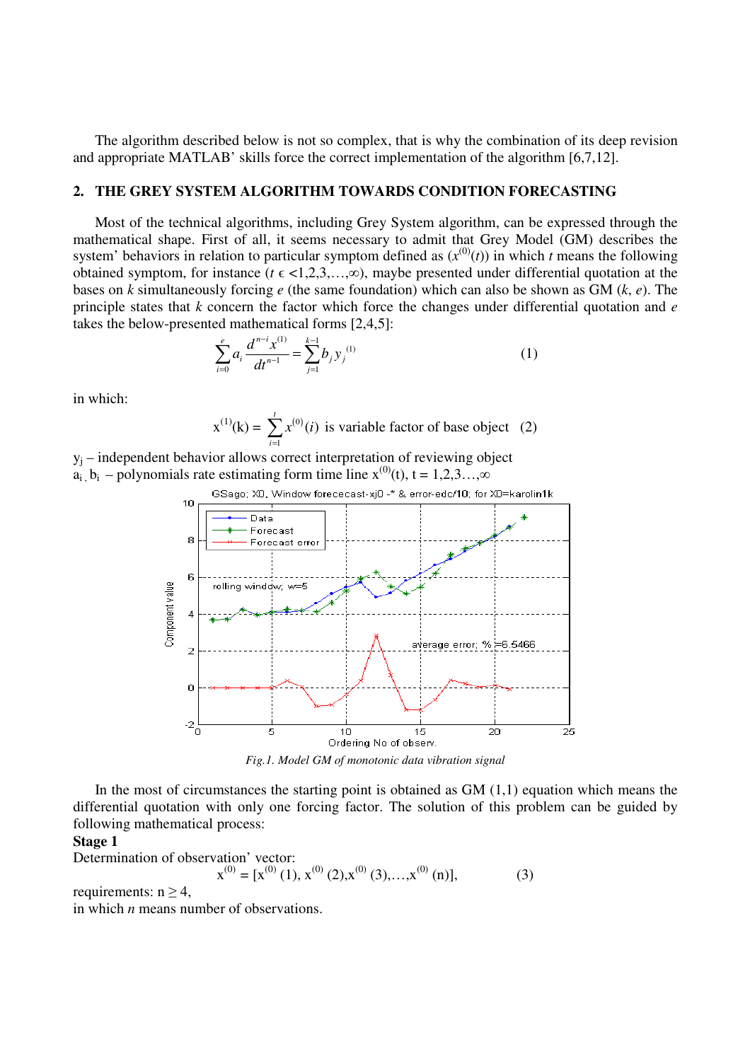The algorithm described below is not so complex, that is why the combination of its deep revision and appropriate MATLAB' skills force the correct implementation of the algorithm [6,7,12].

## 2. THE GREY SYSTEM ALGORITHM TOWARDS CONDITION FORECASTING

Most of the technical algorithms, including Grey System algorithm, can be expressed through the mathematical shape. First of all, it seems necessary to admit that Grey Model (GM) describes the system' behaviors in relation to particular symptom defined as ($x^{(0)}(t)$) in which $t$ means the following obtained symptom, for instance ($t \in <1,2,3,\ldots,\infty$), maybe presented under differential quotation at the bases on $k$ simultaneously forcing $e$ (the same foundation) which can also be shown as GM ($k$, $e$). The principle states that $k$ concern the factor which force the changes under differential quotation and $e$ takes the below-presented mathematical forms [2,4,5]:

$$\sum_{i=0}^{e} a_i \frac{d^{n-i} x^{(1)}}{dt^{n-1}} = \sum_{j=1}^{k-1} b_j y_j^{(1)} \tag{1}$$

in which:

$$x^{(1)}(k) = \sum_{i=1}^{t} x^{(0)}(i) \text{ is variable factor of base object} \tag{2}$$

$y_j$ – independent behavior allows correct interpretation of reviewing object
$a_i$, $b_i$ – polynomials rate estimating form time line $x^{(0)}(t)$, t = 1,2,3…,∞

*Fig.1. Model GM of monotonic data vibration signal*

In the most of circumstances the starting point is obtained as GM (1,1) equation which means the differential quotation with only one forcing factor. The solution of this problem can be guided by following mathematical process:

**Stage 1**

Determination of observation' vector:

$$x^{(0)} = [x^{(0)}(1), x^{(0)}(2), x^{(0)}(3), \ldots, x^{(0)}(n)], \tag{3}$$

requirements: $n \geq 4$,

in which $n$ means number of observations.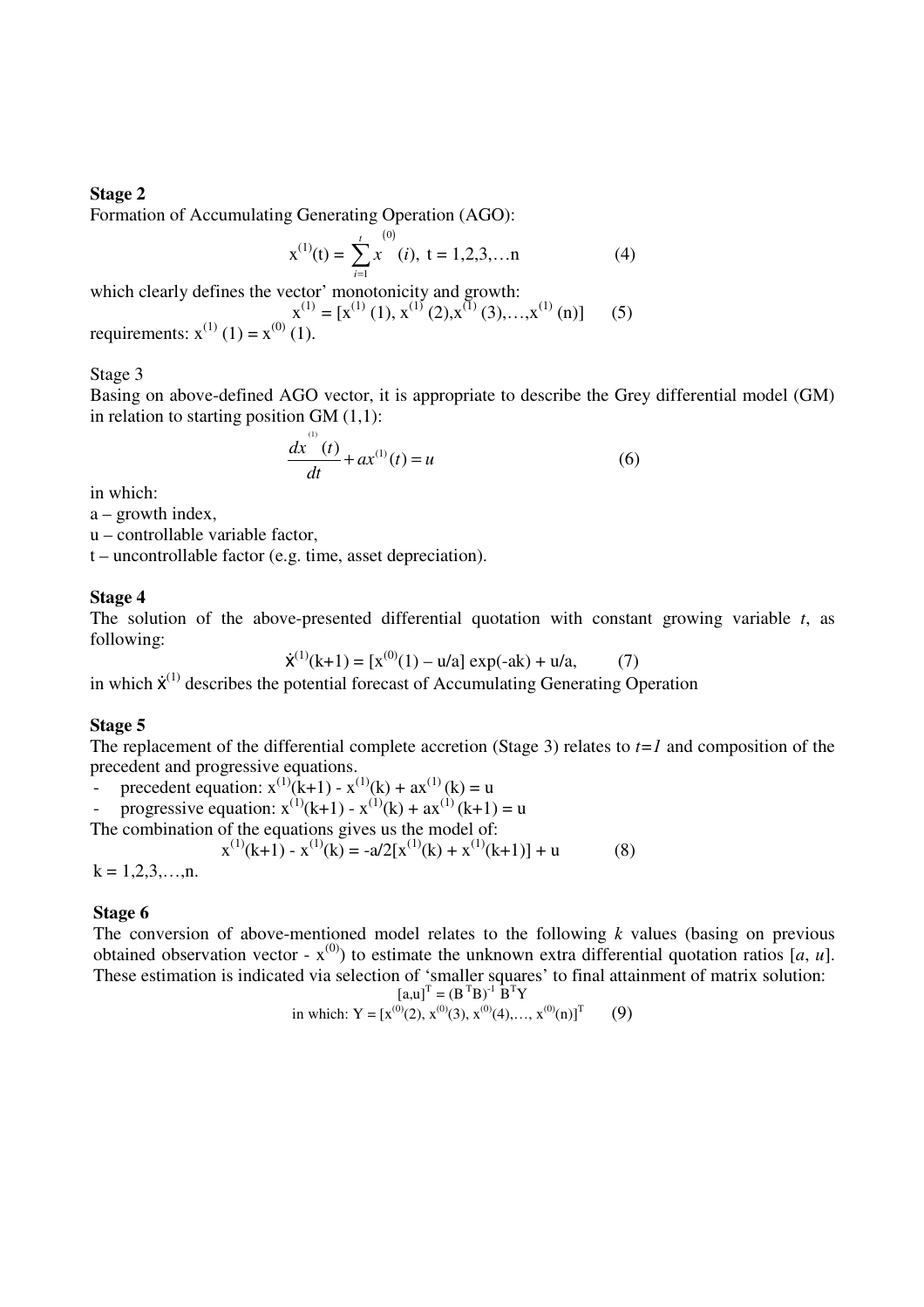**Stage 2**

Formation of Accumulating Generating Operation (AGO):

$$x^{(1)}(t) = \sum_{i=1}^{t} x^{(0)}(i),\ t = 1,2,3,\ldots n \qquad (4)$$

which clearly defines the vector' monotonicity and growth:

$$x^{(1)} = [x^{(1)}(1), x^{(1)}(2), x^{(1)}(3), \ldots, x^{(1)}(n)] \qquad (5)$$

requirements: $x^{(1)}(1) = x^{(0)}(1)$.

Stage 3

Basing on above-defined AGO vector, it is appropriate to describe the Grey differential model (GM) in relation to starting position GM (1,1):

$$\frac{dx^{(1)}(t)}{dt} + ax^{(1)}(t) = u \qquad (6)$$

in which:

a – growth index,

u – controllable variable factor,

t – uncontrollable factor (e.g. time, asset depreciation).

**Stage 4**

The solution of the above-presented differential quotation with constant growing variable *t*, as following:

$$\dot{x}^{(1)}(k+1) = [x^{(0)}(1) - u/a]\exp(-ak) + u/a, \qquad (7)$$

in which $\dot{x}^{(1)}$ describes the potential forecast of Accumulating Generating Operation

**Stage 5**

The replacement of the differential complete accretion (Stage 3) relates to *t=1* and composition of the precedent and progressive equations.

- precedent equation: $x^{(1)}(k+1) - x^{(1)}(k) + ax^{(1)}(k) = u$
- progressive equation: $x^{(1)}(k+1) - x^{(1)}(k) + ax^{(1)}(k+1) = u$

The combination of the equations gives us the model of:

$$x^{(1)}(k+1) - x^{(1)}(k) = -a/2[x^{(1)}(k) + x^{(1)}(k+1)] + u \qquad (8)$$

$k = 1,2,3,\ldots,n$.

**Stage 6**

The conversion of above-mentioned model relates to the following *k* values (basing on previous obtained observation vector - $x^{(0)}$) to estimate the unknown extra differential quotation ratios [*a*, *u*]. These estimation is indicated via selection of 'smaller squares' to final attainment of matrix solution:

$$[a,u]^T = (B^T B)^{-1} B^T Y$$

$$\text{in which: } Y = [x^{(0)}(2), x^{(0)}(3), x^{(0)}(4), \ldots, x^{(0)}(n)]^T \qquad (9)$$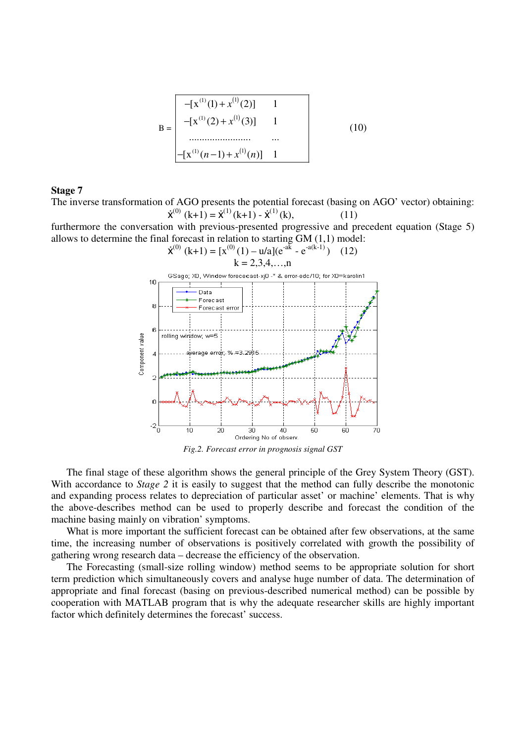$$B = \begin{bmatrix} -[x^{(1)}(1)+x^{(1)}(2)] & 1 \\ -[x^{(1)}(2)+x^{(1)}(3)] & 1 \\ \dots\dots\dots\dots\dots\dots & \dots \\ -[x^{(1)}(n-1)+x^{(1)}(n)] & 1 \end{bmatrix} \quad (10)$$

**Stage 7**

The inverse transformation of AGO presents the potential forecast (basing on AGO' vector) obtaining:

$$\dot{x}^{(0)}(k+1) = \dot{x}^{(1)}(k+1) - \dot{x}^{(1)}(k), \quad (11)$$

furthermore the conversation with previous-presented progressive and precedent equation (Stage 5) allows to determine the final forecast in relation to starting GM (1,1) model:

$$\dot{x}^{(0)}(k+1) = [x^{(0)}(1) - u/a](e^{-ak} - e^{-a(k-1)}) \quad (12)$$

$$k = 2,3,4,\dots,n$$

*Fig.2. Forecast error in prognosis signal GST*

The final stage of these algorithm shows the general principle of the Grey System Theory (GST). With accordance to *Stage 2* it is easily to suggest that the method can fully describe the monotonic and expanding process relates to depreciation of particular asset' or machine' elements. That is why the above-describes method can be used to properly describe and forecast the condition of the machine basing mainly on vibration' symptoms.

What is more important the sufficient forecast can be obtained after few observations, at the same time, the increasing number of observations is positively correlated with growth the possibility of gathering wrong research data – decrease the efficiency of the observation.

The Forecasting (small-size rolling window) method seems to be appropriate solution for short term prediction which simultaneously covers and analyse huge number of data. The determination of appropriate and final forecast (basing on previous-described numerical method) can be possible by cooperation with MATLAB program that is why the adequate researcher skills are highly important factor which definitely determines the forecast' success.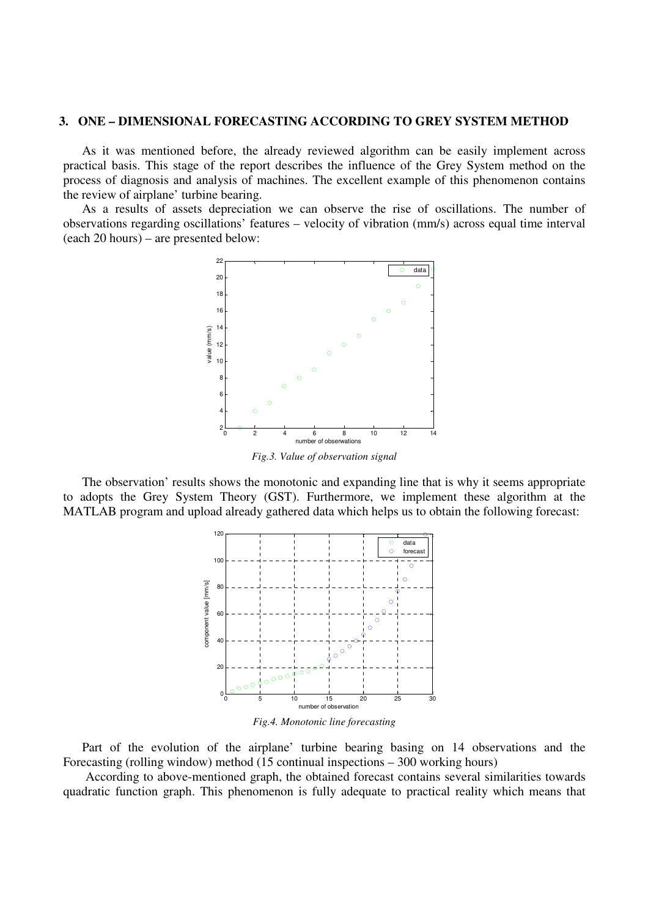## 3. ONE – DIMENSIONAL FORECASTING ACCORDING TO GREY SYSTEM METHOD

As it was mentioned before, the already reviewed algorithm can be easily implement across practical basis. This stage of the report describes the influence of the Grey System method on the process of diagnosis and analysis of machines. The excellent example of this phenomenon contains the review of airplane' turbine bearing.

As a results of assets depreciation we can observe the rise of oscillations. The number of observations regarding oscillations' features – velocity of vibration (mm/s) across equal time interval (each 20 hours) – are presented below:

*Fig.3. Value of observation signal*

The observation' results shows the monotonic and expanding line that is why it seems appropriate to adopts the Grey System Theory (GST). Furthermore, we implement these algorithm at the MATLAB program and upload already gathered data which helps us to obtain the following forecast:

*Fig.4. Monotonic line forecasting*

Part of the evolution of the airplane' turbine bearing basing on 14 observations and the Forecasting (rolling window) method (15 continual inspections – 300 working hours)

According to above-mentioned graph, the obtained forecast contains several similarities towards quadratic function graph. This phenomenon is fully adequate to practical reality which means that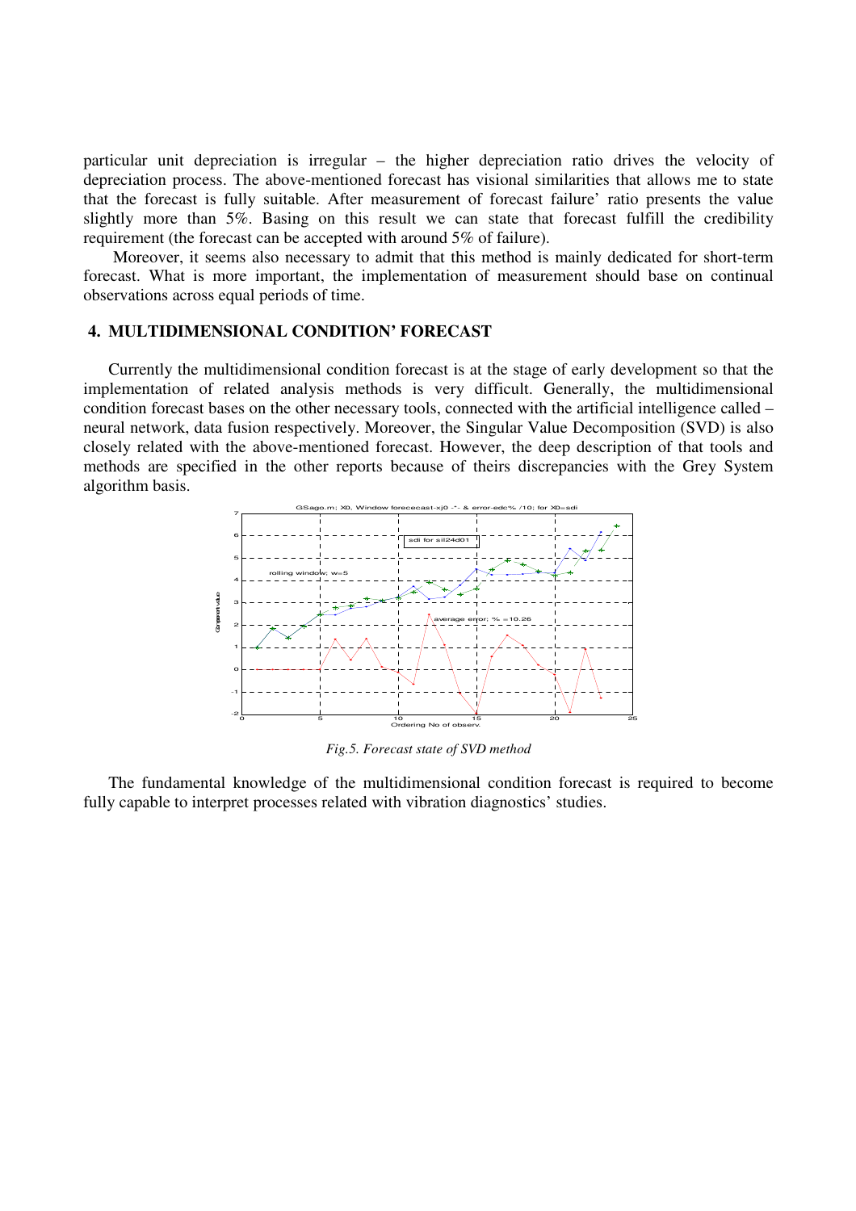particular unit depreciation is irregular – the higher depreciation ratio drives the velocity of depreciation process. The above-mentioned forecast has visional similarities that allows me to state that the forecast is fully suitable. After measurement of forecast failure' ratio presents the value slightly more than 5%. Basing on this result we can state that forecast fulfill the credibility requirement (the forecast can be accepted with around 5% of failure).

Moreover, it seems also necessary to admit that this method is mainly dedicated for short-term forecast. What is more important, the implementation of measurement should base on continual observations across equal periods of time.

## 4. MULTIDIMENSIONAL CONDITION' FORECAST

Currently the multidimensional condition forecast is at the stage of early development so that the implementation of related analysis methods is very difficult. Generally, the multidimensional condition forecast bases on the other necessary tools, connected with the artificial intelligence called – neural network, data fusion respectively. Moreover, the Singular Value Decomposition (SVD) is also closely related with the above-mentioned forecast. However, the deep description of that tools and methods are specified in the other reports because of theirs discrepancies with the Grey System algorithm basis.

*Fig.5. Forecast state of SVD method*

The fundamental knowledge of the multidimensional condition forecast is required to become fully capable to interpret processes related with vibration diagnostics' studies.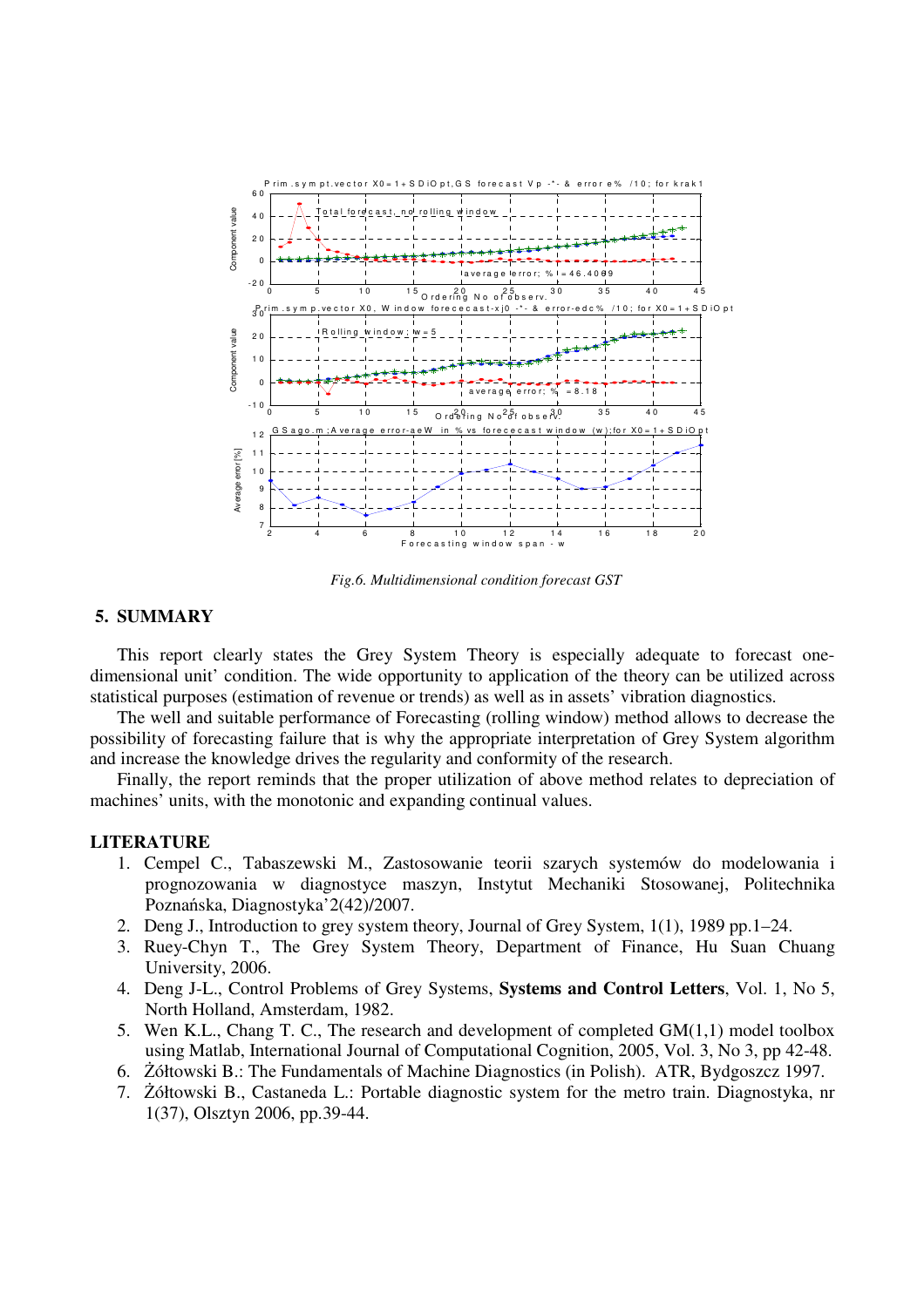*Fig.6. Multidimensional condition forecast GST*

## 5. SUMMARY

This report clearly states the Grey System Theory is especially adequate to forecast one-dimensional unit' condition. The wide opportunity to application of the theory can be utilized across statistical purposes (estimation of revenue or trends) as well as in assets' vibration diagnostics.

The well and suitable performance of Forecasting (rolling window) method allows to decrease the possibility of forecasting failure that is why the appropriate interpretation of Grey System algorithm and increase the knowledge drives the regularity and conformity of the research.

Finally, the report reminds that the proper utilization of above method relates to depreciation of machines' units, with the monotonic and expanding continual values.

## LITERATURE

1. Cempel C., Tabaszewski M., Zastosowanie teorii szarych systemów do modelowania i prognozowania w diagnostyce maszyn, Instytut Mechaniki Stosowanej, Politechnika Poznańska, Diagnostyka'2(42)/2007.
2. Deng J., Introduction to grey system theory, Journal of Grey System, 1(1), 1989 pp.1–24.
3. Ruey-Chyn T., The Grey System Theory, Department of Finance, Hu Suan Chuang University, 2006.
4. Deng J-L., Control Problems of Grey Systems, **Systems and Control Letters**, Vol. 1, No 5, North Holland, Amsterdam, 1982.
5. Wen K.L., Chang T. C., The research and development of completed GM(1,1) model toolbox using Matlab, International Journal of Computational Cognition, 2005, Vol. 3, No 3, pp 42-48.
6. Żółtowski B.: The Fundamentals of Machine Diagnostics (in Polish). ATR, Bydgoszcz 1997.
7. Żółtowski B., Castaneda L.: Portable diagnostic system for the metro train. Diagnostyka, nr 1(37), Olsztyn 2006, pp.39-44.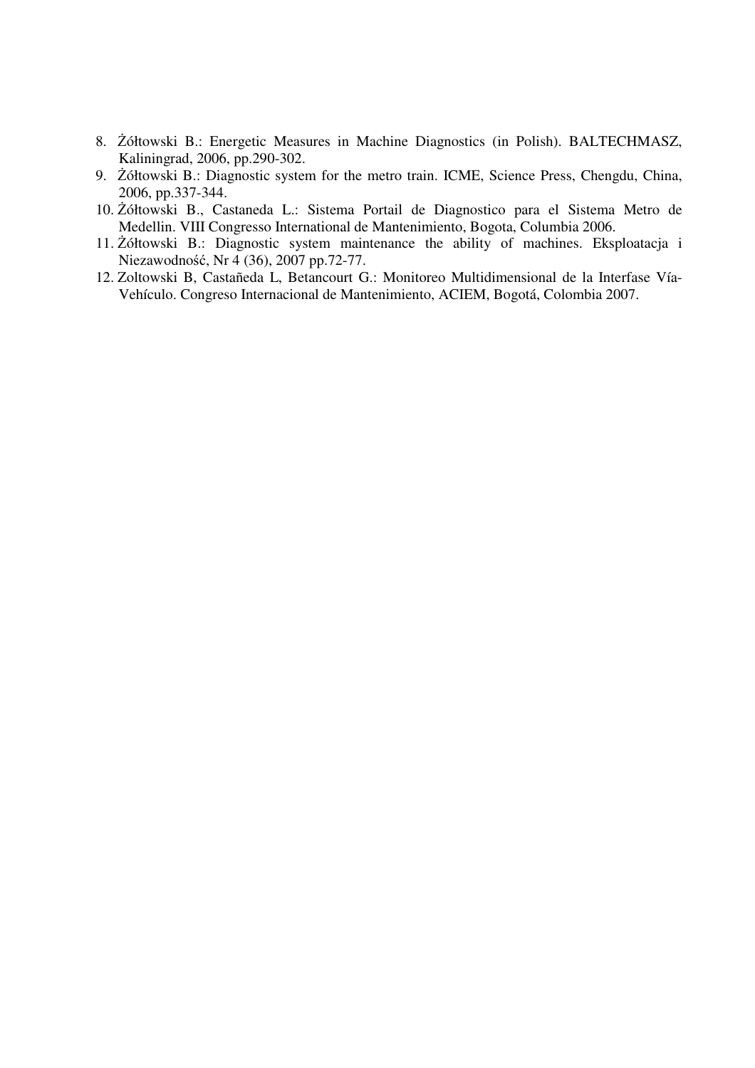8. Żółtowski B.: Energetic Measures in Machine Diagnostics (in Polish). BALTECHMASZ, Kaliningrad, 2006, pp.290-302.
9. Żółtowski B.: Diagnostic system for the metro train. ICME, Science Press, Chengdu, China, 2006, pp.337-344.
10. Żółtowski B., Castaneda L.: Sistema Portail de Diagnostico para el Sistema Metro de Medellin. VIII Congresso International de Mantenimiento, Bogota, Columbia 2006.
11. Żółtowski B.: Diagnostic system maintenance the ability of machines. Eksploatacja i Niezawodność, Nr 4 (36), 2007 pp.72-77.
12. Zoltowski B, Castañeda L, Betancourt G.: Monitoreo Multidimensional de la Interfase Vía-Vehículo. Congreso Internacional de Mantenimiento, ACIEM, Bogotá, Colombia 2007.